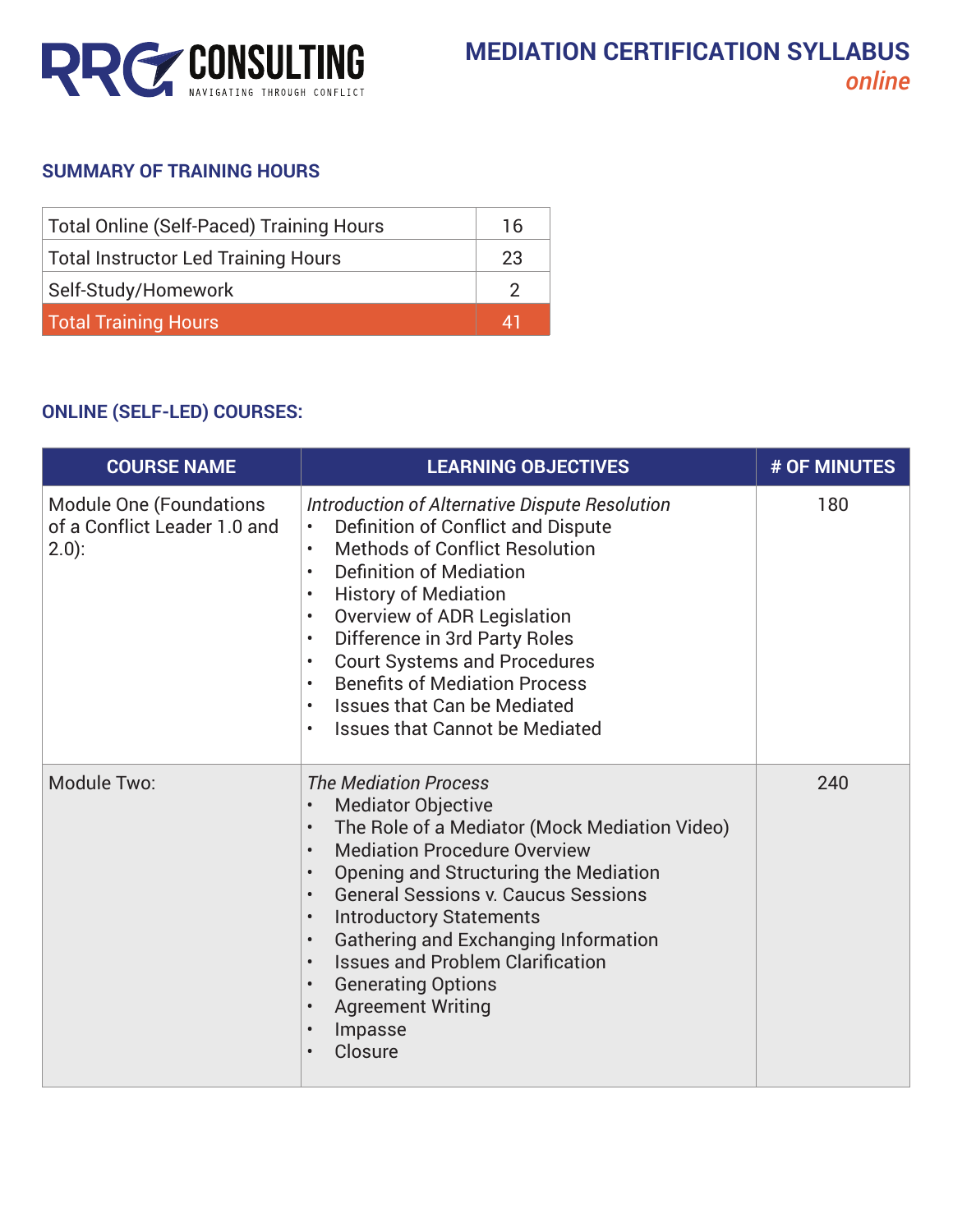RRG CONSULTING
NAVIGATING THROUGH CONFLICT

# MEDIATION CERTIFICATION SYLLABUS
*online*

## SUMMARY OF TRAINING HOURS

| | |
|---|---|
| Total Online (Self-Paced) Training Hours | 16 |
| Total Instructor Led Training Hours | 23 |
| Self-Study/Homework | 2 |
| Total Training Hours | 41 |

## ONLINE (SELF-LED) COURSES:

| COURSE NAME | LEARNING OBJECTIVES | # OF MINUTES |
|---|---|---|
| Module One (Foundations of a Conflict Leader 1.0 and 2.0): | *Introduction of Alternative Dispute Resolution*<br>• Definition of Conflict and Dispute<br>• Methods of Conflict Resolution<br>• Definition of Mediation<br>• History of Mediation<br>• Overview of ADR Legislation<br>• Difference in 3rd Party Roles<br>• Court Systems and Procedures<br>• Benefits of Mediation Process<br>• Issues that Can be Mediated<br>• Issues that Cannot be Mediated | 180 |
| Module Two: | *The Mediation Process*<br>• Mediator Objective<br>• The Role of a Mediator (Mock Mediation Video)<br>• Mediation Procedure Overview<br>• Opening and Structuring the Mediation<br>• General Sessions v. Caucus Sessions<br>• Introductory Statements<br>• Gathering and Exchanging Information<br>• Issues and Problem Clarification<br>• Generating Options<br>• Agreement Writing<br>• Impasse<br>• Closure | 240 |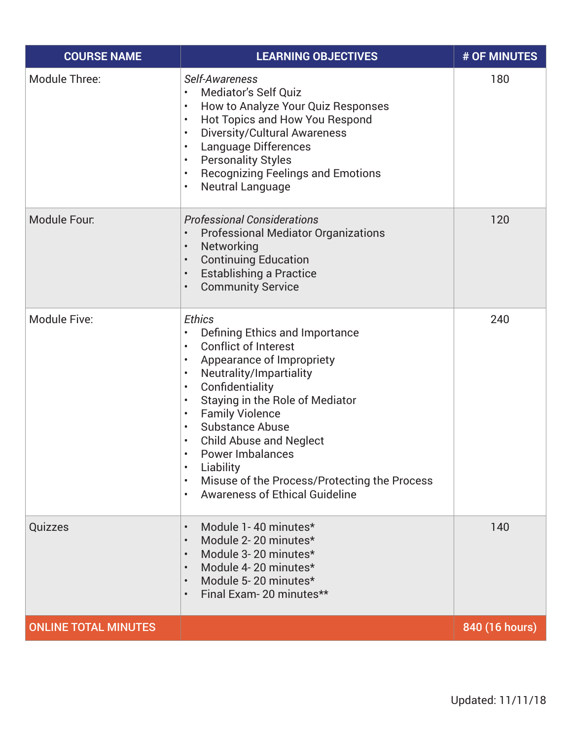| COURSE NAME | LEARNING OBJECTIVES | # OF MINUTES |
| --- | --- | --- |
| Module Three: | *Self-Awareness*<br>• Mediator's Self Quiz<br>• How to Analyze Your Quiz Responses<br>• Hot Topics and How You Respond<br>• Diversity/Cultural Awareness<br>• Language Differences<br>• Personality Styles<br>• Recognizing Feelings and Emotions<br>• Neutral Language | 180 |
| Module Four: | *Professional Considerations*<br>• Professional Mediator Organizations<br>• Networking<br>• Continuing Education<br>• Establishing a Practice<br>• Community Service | 120 |
| Module Five: | *Ethics*<br>• Defining Ethics and Importance<br>• Conflict of Interest<br>• Appearance of Impropriety<br>• Neutrality/Impartiality<br>• Confidentiality<br>• Staying in the Role of Mediator<br>• Family Violence<br>• Substance Abuse<br>• Child Abuse and Neglect<br>• Power Imbalances<br>• Liability<br>• Misuse of the Process/Protecting the Process<br>• Awareness of Ethical Guideline | 240 |
| Quizzes | • Module 1- 40 minutes*<br>• Module 2- 20 minutes*<br>• Module 3- 20 minutes*<br>• Module 4- 20 minutes*<br>• Module 5- 20 minutes*<br>• Final Exam- 20 minutes** | 140 |
| **ONLINE TOTAL MINUTES** | | **840 (16 hours)** |

Updated: 11/11/18